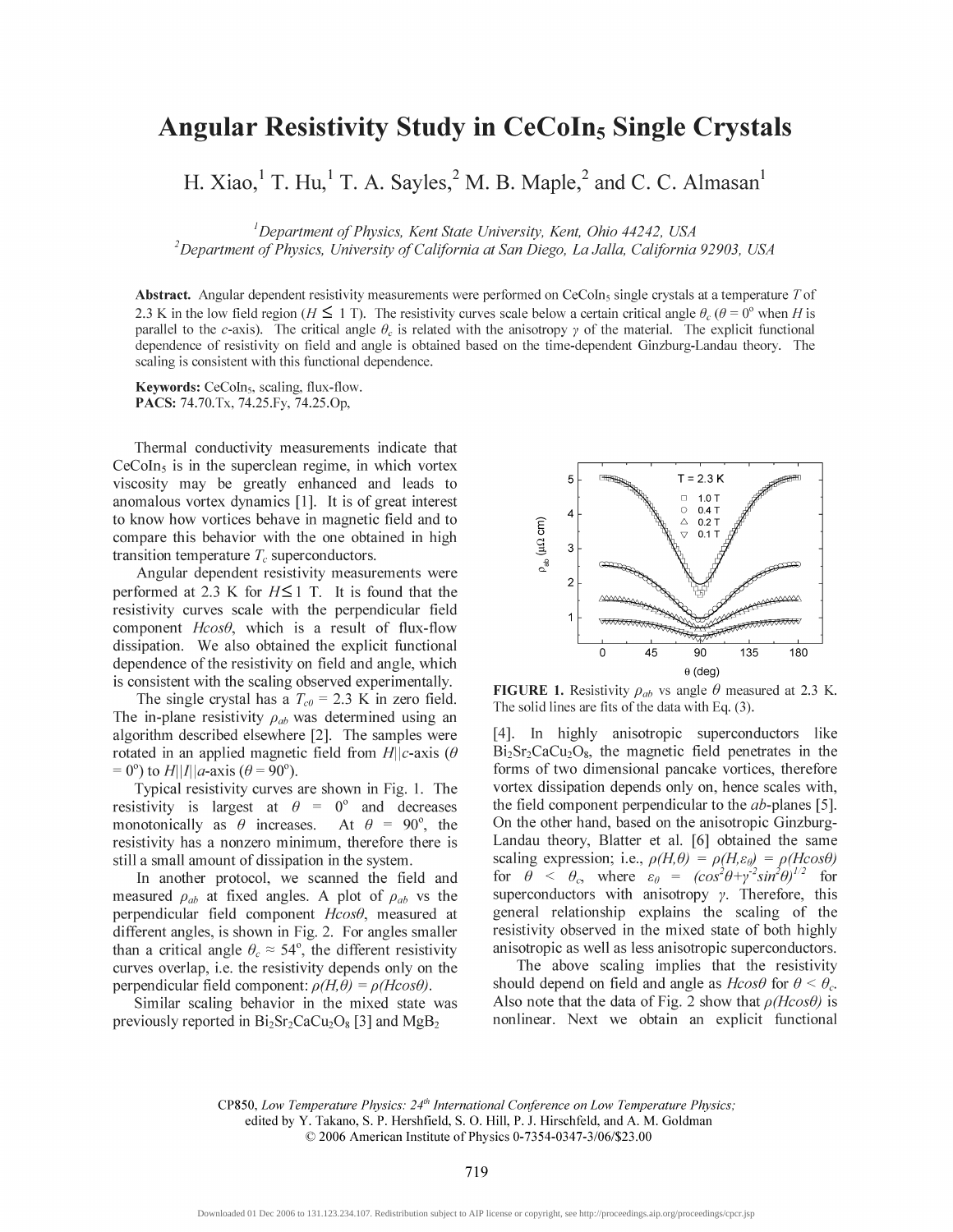# Angular Resistivity Study in $CeCoIn_5$ Single Crystals

H. Xiao,[1] T. Hu,[1] T. A. Sayles,[2] M. B. Maple,[2] and C. C. Almasan[1]

[1] *Department of Physics, Kent State University, Kent, Ohio 44242, USA*
[2] *Department of Physics, University of California at San Diego, La Jalla, California 92903, USA*

**Abstract.** Angular dependent resistivity measurements were performed on $CeCoIn_5$ single crystals at a temperature $T$ of 2.3 K in the low field region ($H \leq 1$ T). The resistivity curves scale below a certain critical angle $\theta_c$ ($\theta = 0^o$ when $H$ is parallel to the $c$-axis). The critical angle $\theta_c$ is related with the anisotropy $\gamma$ of the material. The explicit functional dependence of resistivity on field and angle is obtained based on the time-dependent Ginzburg-Landau theory. The scaling is consistent with this functional dependence.

**Keywords:** $CeCoIn_5$, scaling, flux-flow.
**PACS:** 74.70.Tx, 74.25.Fy, 74.25.Op,

Thermal conductivity measurements indicate that $CeCoIn_5$ is in the superclean regime, in which vortex viscosity may be greatly enhanced and leads to anomalous vortex dynamics [1]. It is of great interest to know how vortices behave in magnetic field and to compare this behavior with the one obtained in high transition temperature $T_c$ superconductors.

Angular dependent resistivity measurements were performed at 2.3 K for $H \leq 1$ T. It is found that the resistivity curves scale with the perpendicular field component $H\cos\theta$, which is a result of flux-flow dissipation. We also obtained the explicit functional dependence of the resistivity on field and angle, which is consistent with the scaling observed experimentally.

The single crystal has a $T_{c0}$ = 2.3 K in zero field. The in-plane resistivity $\rho_{ab}$ was determined using an algorithm described elsewhere [2]. The samples were rotated in an applied magnetic field from $H||c$-axis ($\theta = 0^o$) to $H||I||a$-axis ($\theta = 90^o$).

Typical resistivity curves are shown in Fig. 1. The resistivity is largest at $\theta = 0^o$ and decreases monotonically as $\theta$ increases. At $\theta = 90^o$, the resistivity has a nonzero minimum, therefore there is still a small amount of dissipation in the system.

In another protocol, we scanned the field and measured $\rho_{ab}$ at fixed angles. A plot of $\rho_{ab}$ vs the perpendicular field component $H\cos\theta$, measured at different angles, is shown in Fig. 2. For angles smaller than a critical angle $\theta_c \approx 54^o$, the different resistivity curves overlap, i.e. the resistivity depends only on the perpendicular field component: $\rho(H,\theta) = \rho(H\cos\theta)$.

Similar scaling behavior in the mixed state was previously reported in $Bi_2Sr_2CaCu_2O_8$ [3] and $MgB_2$ [4]. In highly anisotropic superconductors like $Bi_2Sr_2CaCu_2O_8$, the magnetic field penetrates in the forms of two dimensional pancake vortices, therefore vortex dissipation depends only on, hence scales with, the field component perpendicular to the $ab$-planes [5]. On the other hand, based on the anisotropic Ginzburg-Landau theory, Blatter et al. [6] obtained the same scaling expression; i.e., $\rho(H,\theta) = \rho(H,\varepsilon_\theta) = \rho(H\cos\theta)$ for $\theta < \theta_c$, where $\varepsilon_\theta = (\cos^2\theta+\gamma^{-2}\sin^2\theta)^{1/2}$ for superconductors with anisotropy $\gamma$. Therefore, this general relationship explains the scaling of the resistivity observed in the mixed state of both highly anisotropic as well as less anisotropic superconductors.

**FIGURE 1.** Resistivity $\rho_{ab}$ vs angle $\theta$ measured at 2.3 K. The solid lines are fits of the data with Eq. (3).

The above scaling implies that the resistivity should depend on field and angle as $H\cos\theta$ for $\theta < \theta_c$. Also note that the data of Fig. 2 show that $\rho(H\cos\theta)$ is nonlinear. Next we obtain an explicit functional

CP850, *Low Temperature Physics: 24th International Conference on Low Temperature Physics;* edited by Y. Takano, S. P. Hershfield, S. O. Hill, P. J. Hirschfeld, and A. M. Goldman
© 2006 American Institute of Physics 0-7354-0347-3/06/$23.00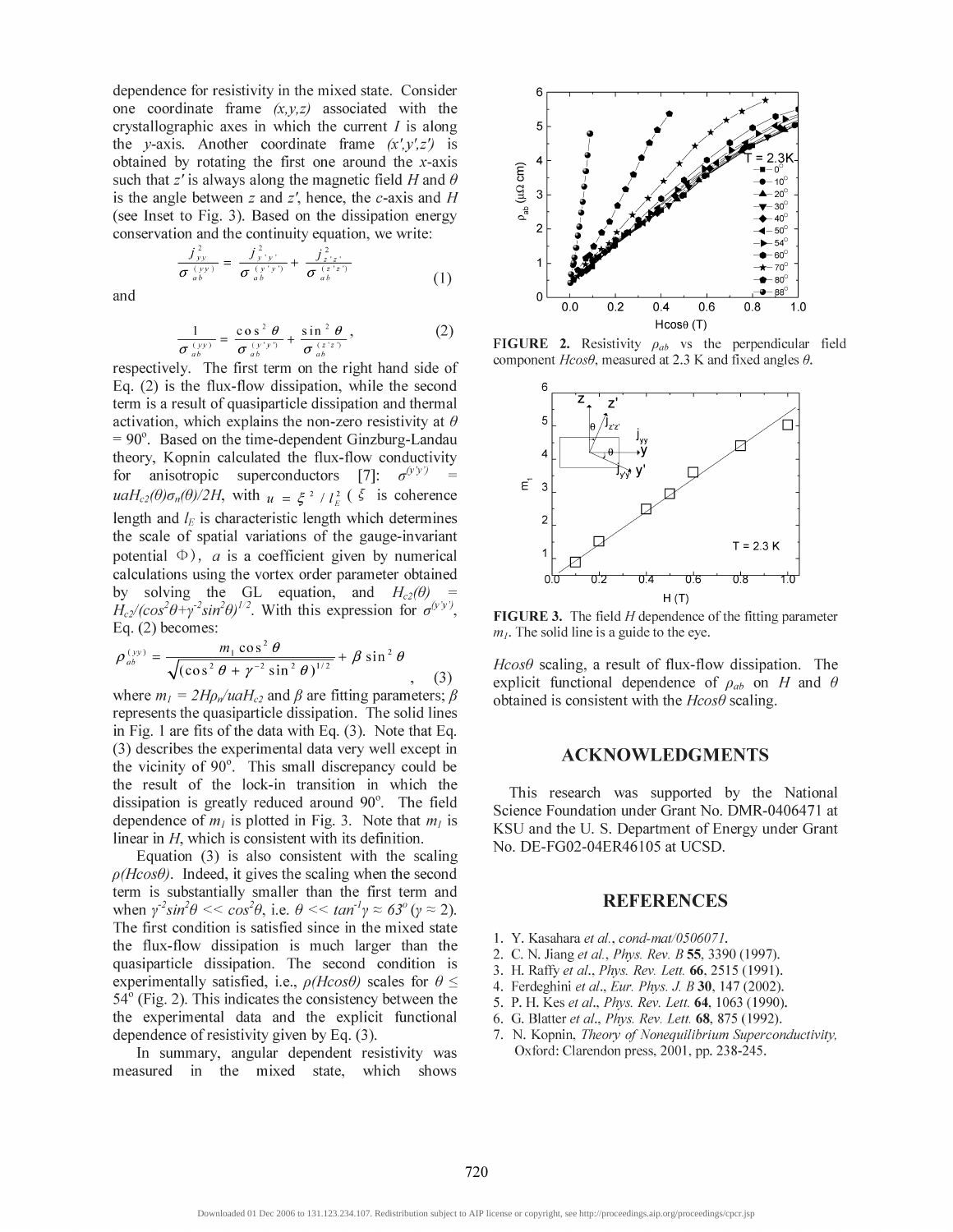dependence for resistivity in the mixed state. Consider one coordinate frame *(x,y,z)* associated with the crystallographic axes in which the current *I* is along the *y*-axis. Another coordinate frame *(x',y',z')* is obtained by rotating the first one around the *x*-axis such that *z'* is always along the magnetic field *H* and $\theta$ is the angle between *z* and *z'*, hence, the *c*-axis and *H* (see Inset to Fig. 3). Based on the dissipation energy conservation and the continuity equation, we write:

$$\frac{j_{yy}^2}{\sigma_{ab}^{(yy)}} = \frac{j_{y'y'}^2}{\sigma_{ab}^{(y'y')}} + \frac{j_{z'z'}^2}{\sigma_{ab}^{(z'z')}} \tag{1}$$

and

$$\frac{1}{\sigma_{ab}^{(yy)}} = \frac{\cos^2\theta}{\sigma_{ab}^{(y'y')}} + \frac{\sin^2\theta}{\sigma_{ab}^{(z'z')}}, \tag{2}$$

respectively. The first term on the right hand side of Eq. (2) is the flux-flow dissipation, while the second term is a result of quasiparticle dissipation and thermal activation, which explains the non-zero resistivity at $\theta = 90^o$. Based on the time-dependent Ginzburg-Landau theory, Kopnin calculated the flux-flow conductivity for anisotropic superconductors [7]: $\sigma^{(y'y')} = uaH_{c2}(\theta)\sigma_n(\theta)/2H$, with $u = \xi^2 / l_E^2$ ($\xi$ is coherence length and $l_E$ is characteristic length which determines the scale of spatial variations of the gauge-invariant potential $\Phi$), *a* is a coefficient given by numerical calculations using the vortex order parameter obtained by solving the GL equation, and $H_{c2}(\theta) = H_{c2}/(\cos^2\theta+\gamma^{-2}\sin^2\theta)^{1/2}$. With this expression for $\sigma^{(y'y')}$, Eq. (2) becomes:

$$\rho_{ab}^{(yy)} = \frac{m_1\cos^2\theta}{\sqrt{(\cos^2\theta + \gamma^{-2}\sin^2\theta)^{1/2}}} + \beta\sin^2\theta \quad , \tag{3}$$

where $m_1 = 2H\rho_n/uaH_{c2}$ and $\beta$ are fitting parameters; $\beta$ represents the quasiparticle dissipation. The solid lines in Fig. 1 are fits of the data with Eq. (3). Note that Eq. (3) describes the experimental data very well except in the vicinity of 90°. This small discrepancy could be the result of the lock-in transition in which the dissipation is greatly reduced around 90°. The field dependence of $m_1$ is plotted in Fig. 3. Note that $m_1$ is linear in *H*, which is consistent with its definition.

Equation (3) is also consistent with the scaling $\rho(H\cos\theta)$. Indeed, it gives the scaling when the second term is substantially smaller than the first term and when $\gamma^{-2}\sin^2\theta << \cos^2\theta$, i.e. $\theta << \tan^{-1}\gamma \approx 63^o$ ($\gamma \approx 2$). The first condition is satisfied since in the mixed state the flux-flow dissipation is much larger than the quasiparticle dissipation. The second condition is experimentally satisfied, i.e., $\rho(H\cos\theta)$ scales for $\theta \leq 54^o$ (Fig. 2). This indicates the consistency between the the experimental data and the explicit functional dependence of resistivity given by Eq. (3).

In summary, angular dependent resistivity was measured in the mixed state, which shows $H\cos\theta$ scaling, a result of flux-flow dissipation. The explicit functional dependence of $\rho_{ab}$ on *H* and $\theta$ obtained is consistent with the $H\cos\theta$ scaling.

$\rho_{ab}$ ($\mu\Omega$ cm)

Hcosθ (T)

T = 2.3K

0°, 10°, 20°, 30°, 40°, 50°, 54°, 60°, 70°, 80°, 88°

**FIGURE 2.** Resistivity $\rho_{ab}$ vs the perpendicular field component $H\cos\theta$, measured at 2.3 K and fixed angles $\theta$.

$m_1$

H (T)

T = 2.3 K

z, z', $j_{z'z'}$, $j_{yy}$, y, $j_{y'y'}$, y', θ

**FIGURE 3.** The field *H* dependence of the fitting parameter $m_1$. The solid line is a guide to the eye.

## ACKNOWLEDGMENTS

This research was supported by the National Science Foundation under Grant No. DMR-0406471 at KSU and the U. S. Department of Energy under Grant No. DE-FG02-04ER46105 at UCSD.

## REFERENCES

1. Y. Kasahara *et al.*, *cond-mat/0506071*.
2. C. N. Jiang *et al.*, *Phys. Rev. B* **55**, 3390 (1997).
3. H. Raffy *et al.*, *Phys. Rev. Lett.* **66**, 2515 (1991).
4. Ferdeghini *et al*., *Eur. Phys. J. B* **30**, 147 (2002).
5. P. H. Kes *et al*., *Phys. Rev. Lett.* **64**, 1063 (1990).
6. G. Blatter *et al*., *Phys. Rev. Lett.* **68**, 875 (1992).
7. N. Kopnin, *Theory of Nonequilibrium Superconductivity,* Oxford: Clarendon press, 2001, pp. 238-245.